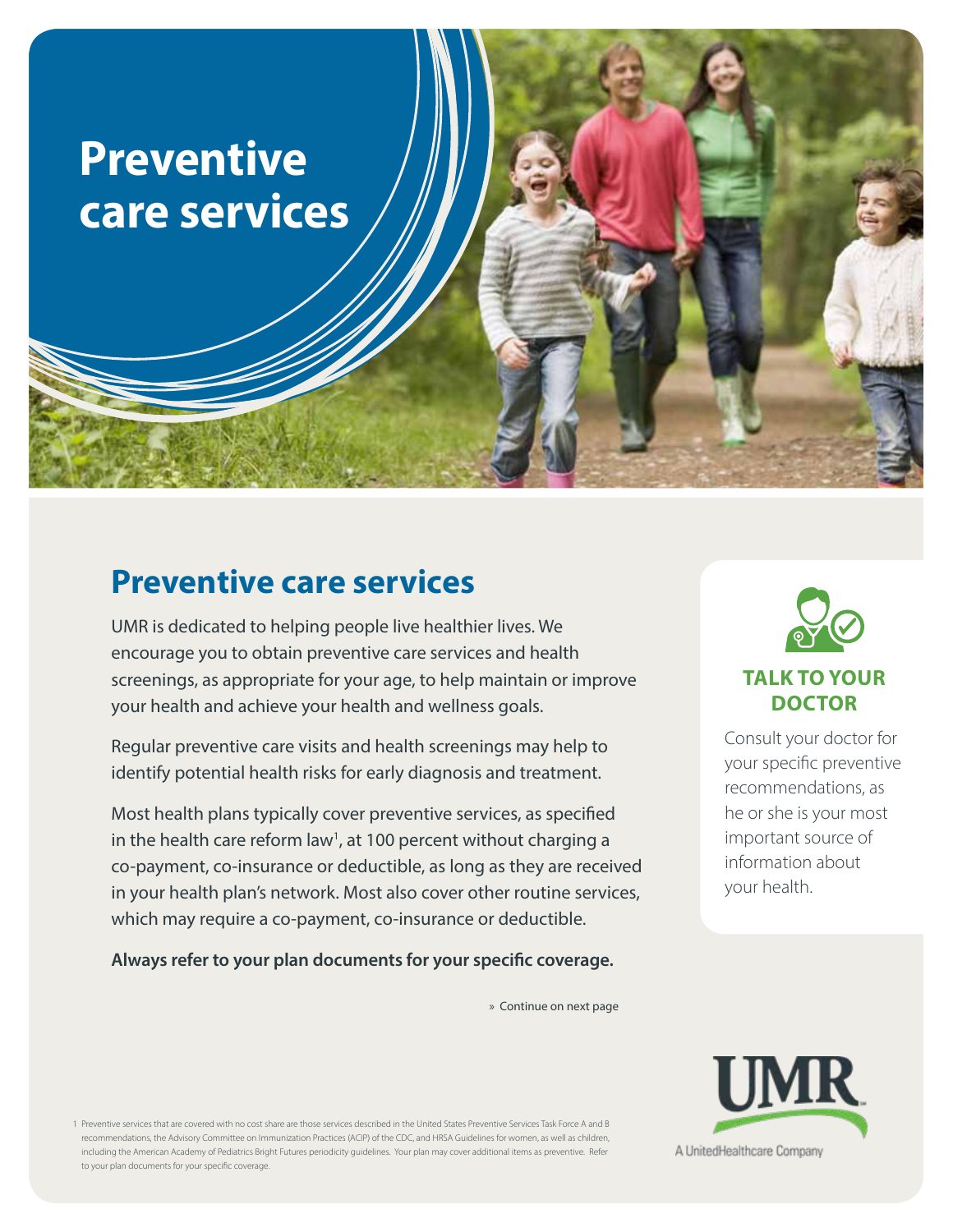# Preventive care services

## Preventive care services

UMR is dedicated to helping people live healthier lives. We encourage you to obtain preventive care services and health screenings, as appropriate for your age, to help maintain or improve your health and achieve your health and wellness goals.

Regular preventive care visits and health screenings may help to identify potential health risks for early diagnosis and treatment.

Most health plans typically cover preventive services, as specified in the health care reform law[1], at 100 percent without charging a co-payment, co-insurance or deductible, as long as they are received in your health plan's network. Most also cover other routine services, which may require a co-payment, co-insurance or deductible.

**Always refer to your plan documents for your specific coverage.**

» Continue on next page

### TALK TO YOUR DOCTOR

Consult your doctor for your specific preventive recommendations, as he or she is your most important source of information about your health.

UMR

A UnitedHealthcare Company

1 Preventive services that are covered with no cost share are those services described in the United States Preventive Services Task Force A and B recommendations, the Advisory Committee on Immunization Practices (ACIP) of the CDC, and HRSA Guidelines for women, as well as children, including the American Academy of Pediatrics Bright Futures periodicity guidelines. Your plan may cover additional items as preventive. Refer to your plan documents for your specific coverage.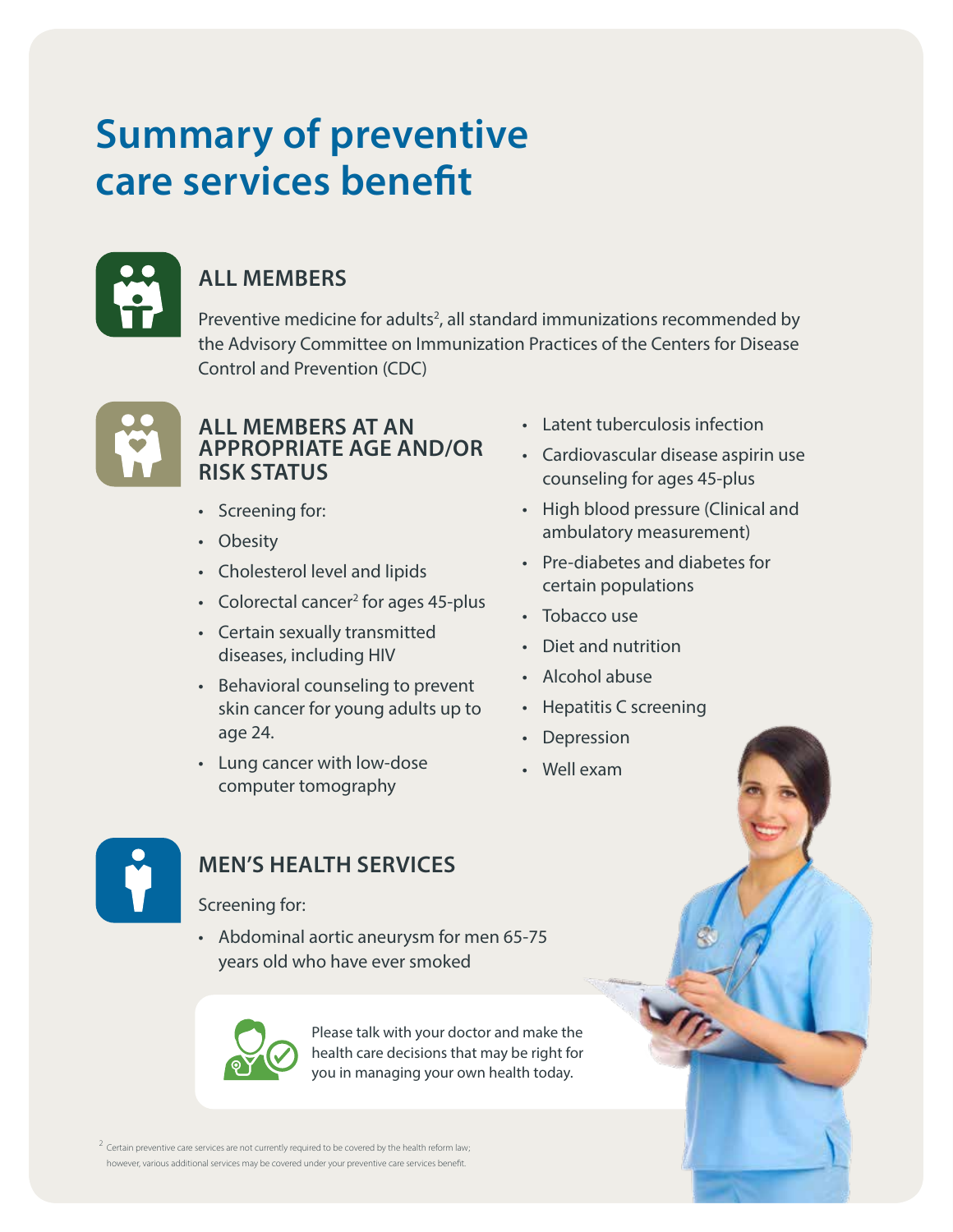# Summary of preventive care services benefit

## ALL MEMBERS

Preventive medicine for adults[2], all standard immunizations recommended by the Advisory Committee on Immunization Practices of the Centers for Disease Control and Prevention (CDC)

## ALL MEMBERS AT AN APPROPRIATE AGE AND/OR RISK STATUS

- Screening for:
- Obesity
- Cholesterol level and lipids
- Colorectal cancer[2] for ages 45-plus
- Certain sexually transmitted diseases, including HIV
- Behavioral counseling to prevent skin cancer for young adults up to age 24.
- Lung cancer with low-dose computer tomography
- Latent tuberculosis infection
- Cardiovascular disease aspirin use counseling for ages 45-plus
- High blood pressure (Clinical and ambulatory measurement)
- Pre-diabetes and diabetes for certain populations
- Tobacco use
- Diet and nutrition
- Alcohol abuse
- Hepatitis C screening
- Depression
- Well exam

## MEN'S HEALTH SERVICES

Screening for:

- Abdominal aortic aneurysm for men 65-75 years old who have ever smoked

Please talk with your doctor and make the health care decisions that may be right for you in managing your own health today.

[2] Certain preventive care services are not currently required to be covered by the health reform law; however, various additional services may be covered under your preventive care services benefit.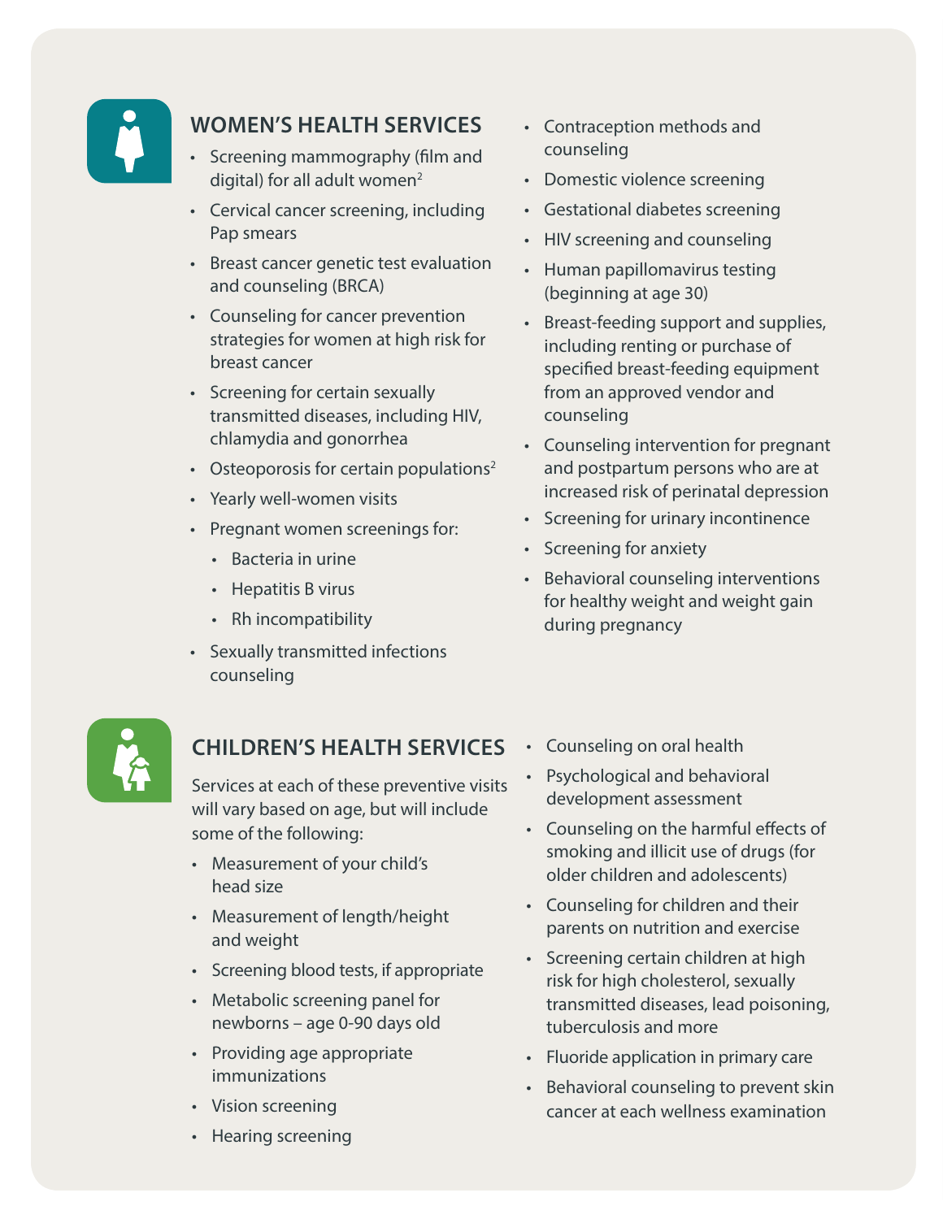## WOMEN'S HEALTH SERVICES

- Screening mammography (film and digital) for all adult women[2]
- Cervical cancer screening, including Pap smears
- Breast cancer genetic test evaluation and counseling (BRCA)
- Counseling for cancer prevention strategies for women at high risk for breast cancer
- Screening for certain sexually transmitted diseases, including HIV, chlamydia and gonorrhea
- Osteoporosis for certain populations[2]
- Yearly well-women visits
- Pregnant women screenings for:
  - Bacteria in urine
  - Hepatitis B virus
  - Rh incompatibility
- Sexually transmitted infections counseling
- Contraception methods and counseling
- Domestic violence screening
- Gestational diabetes screening
- HIV screening and counseling
- Human papillomavirus testing (beginning at age 30)
- Breast-feeding support and supplies, including renting or purchase of specified breast-feeding equipment from an approved vendor and counseling
- Counseling intervention for pregnant and postpartum persons who are at increased risk of perinatal depression
- Screening for urinary incontinence
- Screening for anxiety
- Behavioral counseling interventions for healthy weight and weight gain during pregnancy

## CHILDREN'S HEALTH SERVICES

Services at each of these preventive visits will vary based on age, but will include some of the following:

- Measurement of your child's head size
- Measurement of length/height and weight
- Screening blood tests, if appropriate
- Metabolic screening panel for newborns – age 0-90 days old
- Providing age appropriate immunizations
- Vision screening
- Hearing screening
- Counseling on oral health
- Psychological and behavioral development assessment
- Counseling on the harmful effects of smoking and illicit use of drugs (for older children and adolescents)
- Counseling for children and their parents on nutrition and exercise
- Screening certain children at high risk for high cholesterol, sexually transmitted diseases, lead poisoning, tuberculosis and more
- Fluoride application in primary care
- Behavioral counseling to prevent skin cancer at each wellness examination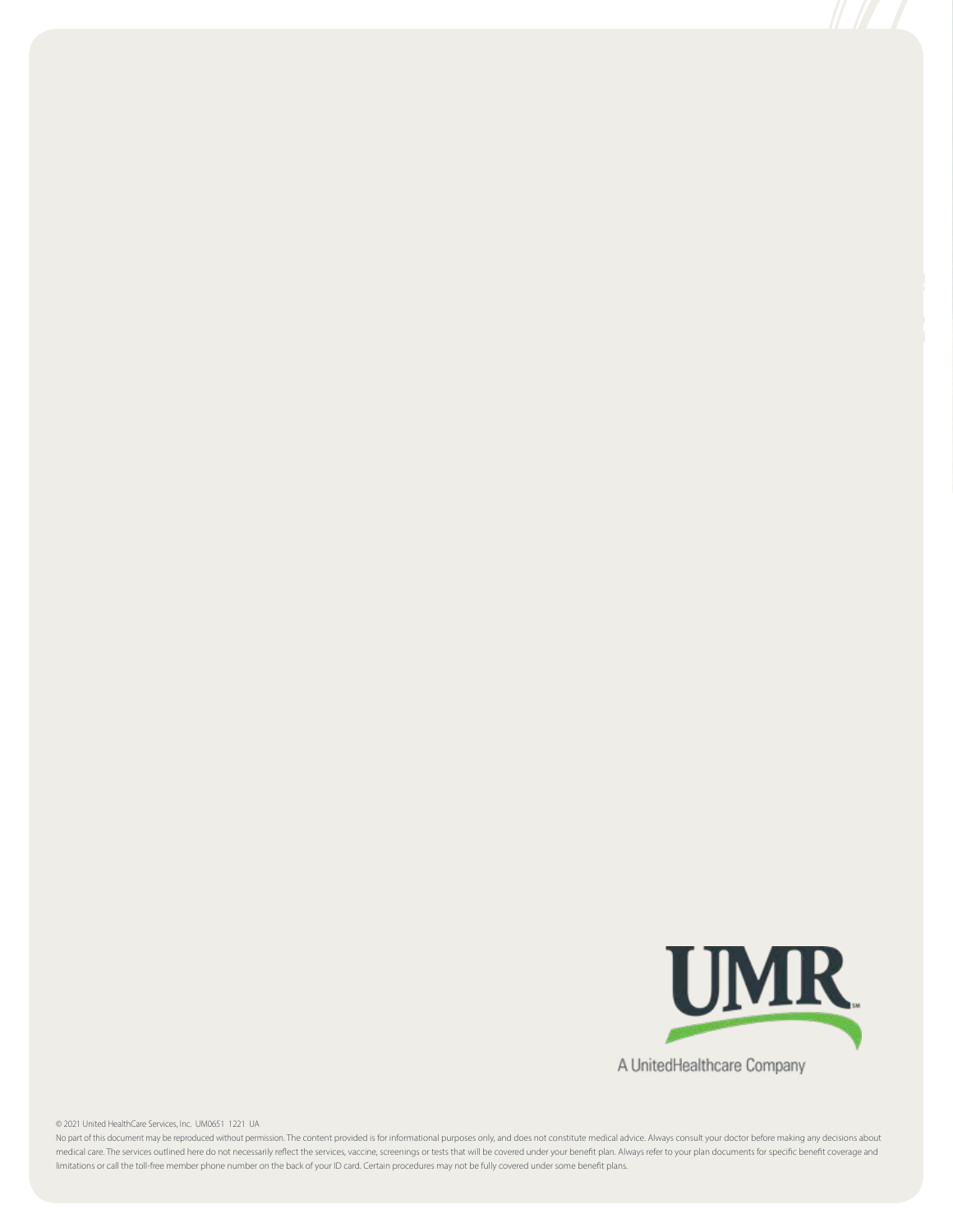A UnitedHealthcare Company

© 2021 United HealthCare Services, Inc. UM0651 1221 UA

No part of this document may be reproduced without permission. The content provided is for informational purposes only, and does not constitute medical advice. Always consult your doctor before making any decisions about medical care. The services outlined here do not necessarily reflect the services, vaccine, screenings or tests that will be covered under your benefit plan. Always refer to your plan documents for specific benefit coverage and limitations or call the toll-free member phone number on the back of your ID card. Certain procedures may not be fully covered under some benefit plans.